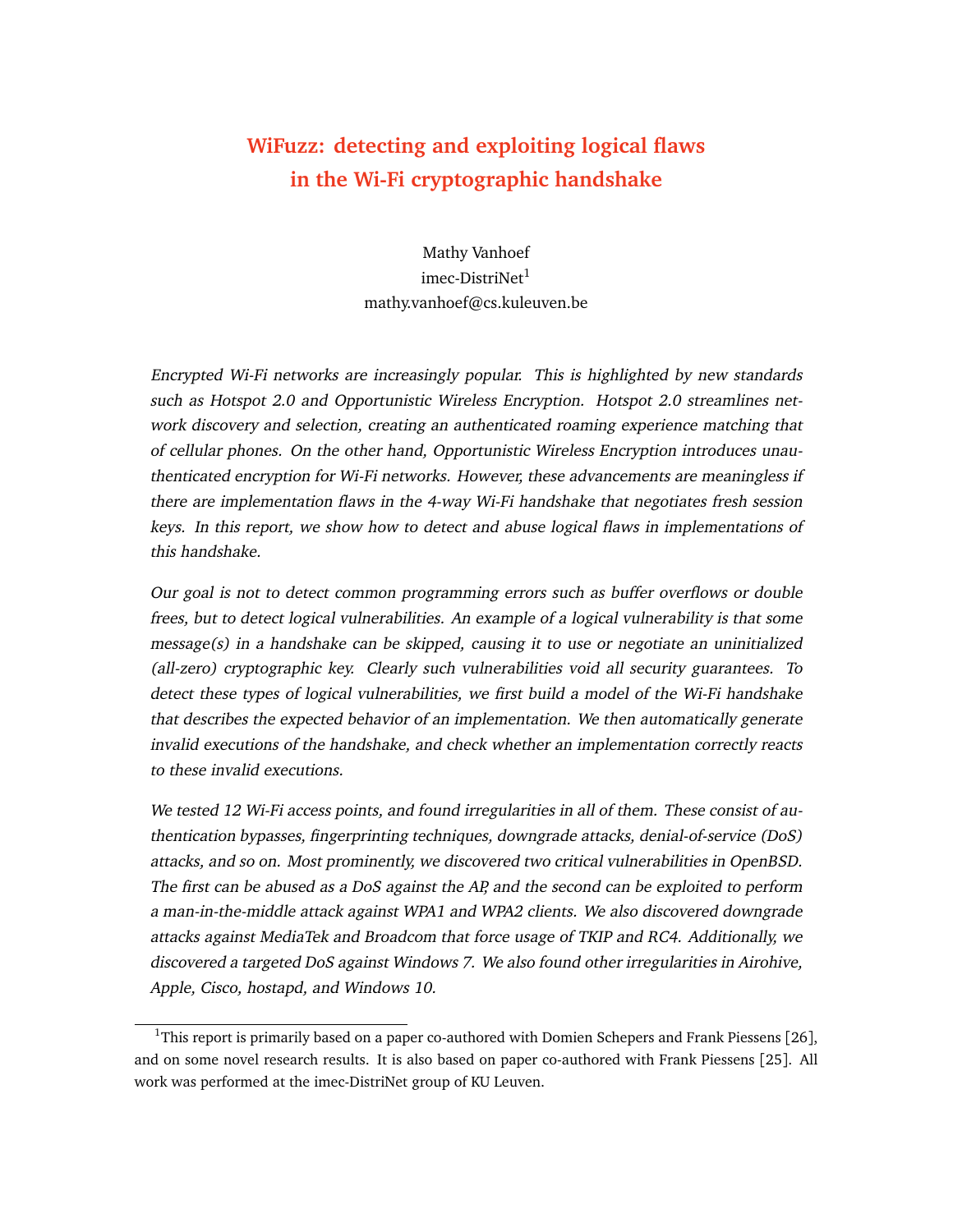# WiFuzz: detecting and exploiting logical flaws in the Wi-Fi cryptographic handshake

Mathy Vanhoef
imec-DistriNet[1]
mathy.vanhoef@cs.kuleuven.be

*Encrypted Wi-Fi networks are increasingly popular. This is highlighted by new standards such as Hotspot 2.0 and Opportunistic Wireless Encryption. Hotspot 2.0 streamlines network discovery and selection, creating an authenticated roaming experience matching that of cellular phones. On the other hand, Opportunistic Wireless Encryption introduces unauthenticated encryption for Wi-Fi networks. However, these advancements are meaningless if there are implementation flaws in the 4-way Wi-Fi handshake that negotiates fresh session keys. In this report, we show how to detect and abuse logical flaws in implementations of this handshake.*

*Our goal is not to detect common programming errors such as buffer overflows or double frees, but to detect logical vulnerabilities. An example of a logical vulnerability is that some message(s) in a handshake can be skipped, causing it to use or negotiate an uninitialized (all-zero) cryptographic key. Clearly such vulnerabilities void all security guarantees. To detect these types of logical vulnerabilities, we first build a model of the Wi-Fi handshake that describes the expected behavior of an implementation. We then automatically generate invalid executions of the handshake, and check whether an implementation correctly reacts to these invalid executions.*

*We tested 12 Wi-Fi access points, and found irregularities in all of them. These consist of authentication bypasses, fingerprinting techniques, downgrade attacks, denial-of-service (DoS) attacks, and so on. Most prominently, we discovered two critical vulnerabilities in OpenBSD. The first can be abused as a DoS against the AP, and the second can be exploited to perform a man-in-the-middle attack against WPA1 and WPA2 clients. We also discovered downgrade attacks against MediaTek and Broadcom that force usage of TKIP and RC4. Additionally, we discovered a targeted DoS against Windows 7. We also found other irregularities in Airohive, Apple, Cisco, hostapd, and Windows 10.*

[1] This report is primarily based on a paper co-authored with Domien Schepers and Frank Piessens [26], and on some novel research results. It is also based on paper co-authored with Frank Piessens [25]. All work was performed at the imec-DistriNet group of KU Leuven.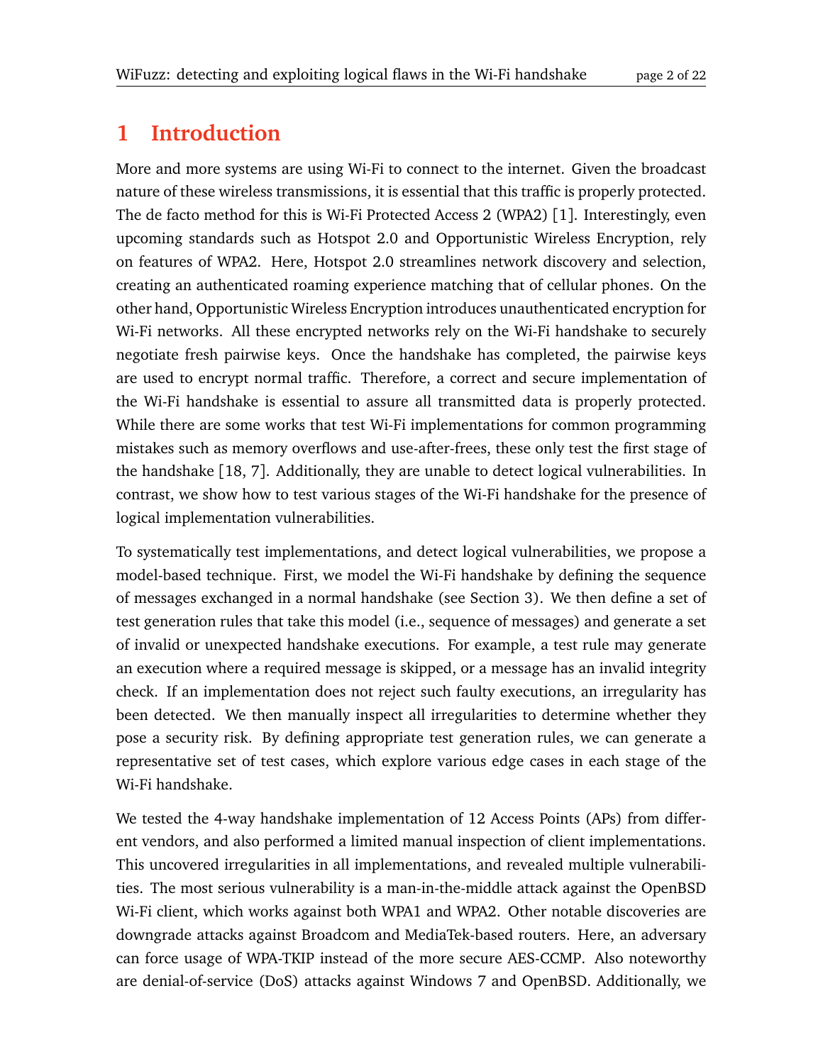# 1 Introduction

More and more systems are using Wi-Fi to connect to the internet. Given the broadcast nature of these wireless transmissions, it is essential that this traffic is properly protected. The de facto method for this is Wi-Fi Protected Access 2 (WPA2) [1]. Interestingly, even upcoming standards such as Hotspot 2.0 and Opportunistic Wireless Encryption, rely on features of WPA2. Here, Hotspot 2.0 streamlines network discovery and selection, creating an authenticated roaming experience matching that of cellular phones. On the other hand, Opportunistic Wireless Encryption introduces unauthenticated encryption for Wi-Fi networks. All these encrypted networks rely on the Wi-Fi handshake to securely negotiate fresh pairwise keys. Once the handshake has completed, the pairwise keys are used to encrypt normal traffic. Therefore, a correct and secure implementation of the Wi-Fi handshake is essential to assure all transmitted data is properly protected. While there are some works that test Wi-Fi implementations for common programming mistakes such as memory overflows and use-after-frees, these only test the first stage of the handshake [18, 7]. Additionally, they are unable to detect logical vulnerabilities. In contrast, we show how to test various stages of the Wi-Fi handshake for the presence of logical implementation vulnerabilities.

To systematically test implementations, and detect logical vulnerabilities, we propose a model-based technique. First, we model the Wi-Fi handshake by defining the sequence of messages exchanged in a normal handshake (see Section 3). We then define a set of test generation rules that take this model (i.e., sequence of messages) and generate a set of invalid or unexpected handshake executions. For example, a test rule may generate an execution where a required message is skipped, or a message has an invalid integrity check. If an implementation does not reject such faulty executions, an irregularity has been detected. We then manually inspect all irregularities to determine whether they pose a security risk. By defining appropriate test generation rules, we can generate a representative set of test cases, which explore various edge cases in each stage of the Wi-Fi handshake.

We tested the 4-way handshake implementation of 12 Access Points (APs) from different vendors, and also performed a limited manual inspection of client implementations. This uncovered irregularities in all implementations, and revealed multiple vulnerabilities. The most serious vulnerability is a man-in-the-middle attack against the OpenBSD Wi-Fi client, which works against both WPA1 and WPA2. Other notable discoveries are downgrade attacks against Broadcom and MediaTek-based routers. Here, an adversary can force usage of WPA-TKIP instead of the more secure AES-CCMP. Also noteworthy are denial-of-service (DoS) attacks against Windows 7 and OpenBSD. Additionally, we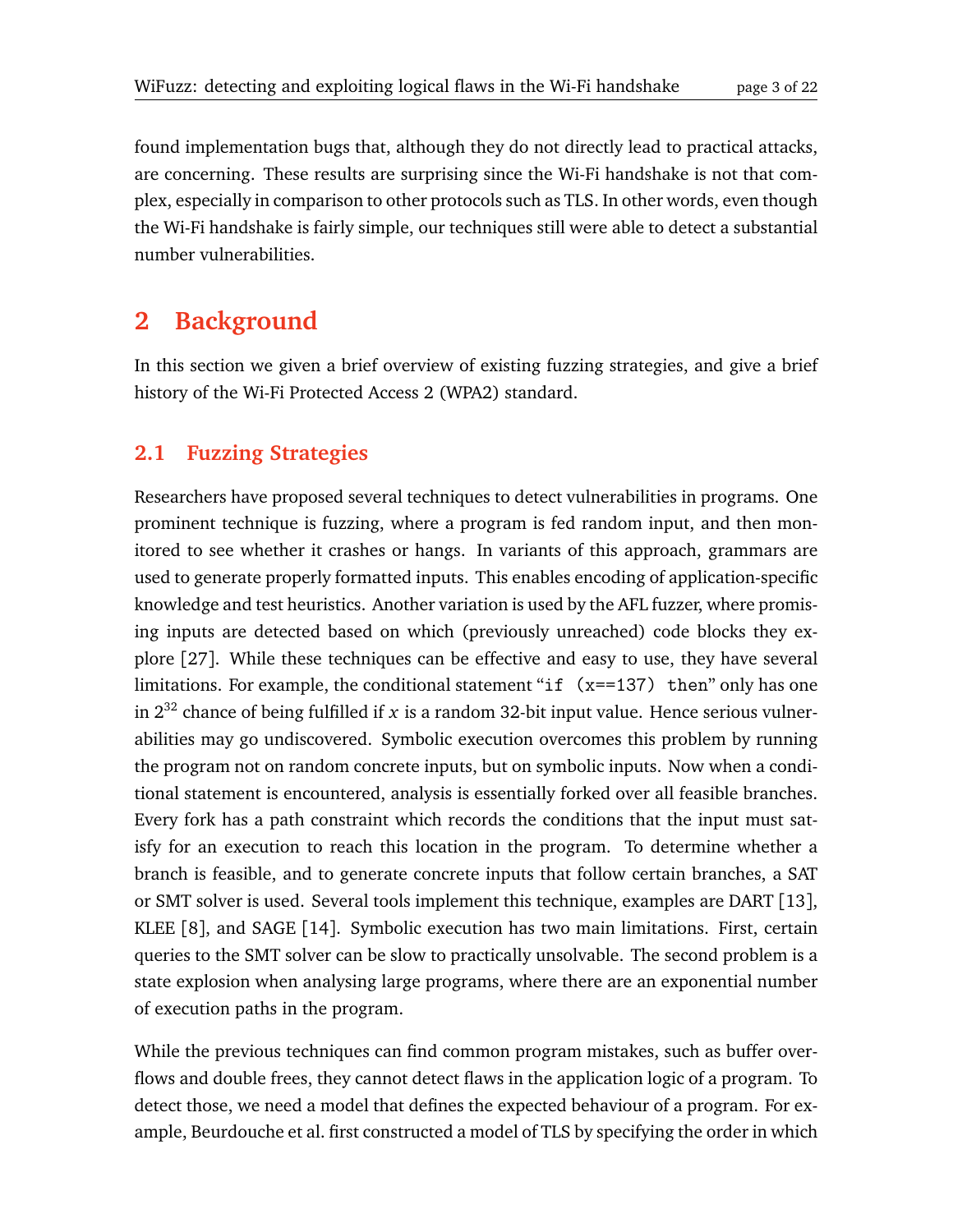found implementation bugs that, although they do not directly lead to practical attacks, are concerning. These results are surprising since the Wi-Fi handshake is not that complex, especially in comparison to other protocols such as TLS. In other words, even though the Wi-Fi handshake is fairly simple, our techniques still were able to detect a substantial number vulnerabilities.

# 2 Background

In this section we given a brief overview of existing fuzzing strategies, and give a brief history of the Wi-Fi Protected Access 2 (WPA2) standard.

## 2.1 Fuzzing Strategies

Researchers have proposed several techniques to detect vulnerabilities in programs. One prominent technique is fuzzing, where a program is fed random input, and then monitored to see whether it crashes or hangs. In variants of this approach, grammars are used to generate properly formatted inputs. This enables encoding of application-specific knowledge and test heuristics. Another variation is used by the AFL fuzzer, where promising inputs are detected based on which (previously unreached) code blocks they explore [27]. While these techniques can be effective and easy to use, they have several limitations. For example, the conditional statement "`if (x==137) then`" only has one in $2^{32}$ chance of being fulfilled if $x$ is a random 32-bit input value. Hence serious vulnerabilities may go undiscovered. Symbolic execution overcomes this problem by running the program not on random concrete inputs, but on symbolic inputs. Now when a conditional statement is encountered, analysis is essentially forked over all feasible branches. Every fork has a path constraint which records the conditions that the input must satisfy for an execution to reach this location in the program. To determine whether a branch is feasible, and to generate concrete inputs that follow certain branches, a SAT or SMT solver is used. Several tools implement this technique, examples are DART [13], KLEE [8], and SAGE [14]. Symbolic execution has two main limitations. First, certain queries to the SMT solver can be slow to practically unsolvable. The second problem is a state explosion when analysing large programs, where there are an exponential number of execution paths in the program.

While the previous techniques can find common program mistakes, such as buffer overflows and double frees, they cannot detect flaws in the application logic of a program. To detect those, we need a model that defines the expected behaviour of a program. For example, Beurdouche et al. first constructed a model of TLS by specifying the order in which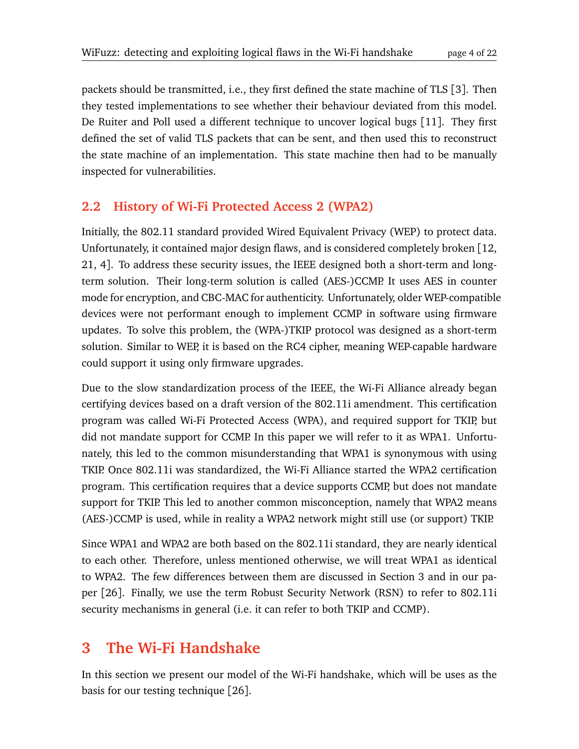packets should be transmitted, i.e., they first defined the state machine of TLS [3]. Then they tested implementations to see whether their behaviour deviated from this model. De Ruiter and Poll used a different technique to uncover logical bugs [11]. They first defined the set of valid TLS packets that can be sent, and then used this to reconstruct the state machine of an implementation. This state machine then had to be manually inspected for vulnerabilities.

## 2.2 History of Wi-Fi Protected Access 2 (WPA2)

Initially, the 802.11 standard provided Wired Equivalent Privacy (WEP) to protect data. Unfortunately, it contained major design flaws, and is considered completely broken [12, 21, 4]. To address these security issues, the IEEE designed both a short-term and long-term solution. Their long-term solution is called (AES-)CCMP. It uses AES in counter mode for encryption, and CBC-MAC for authenticity. Unfortunately, older WEP-compatible devices were not performant enough to implement CCMP in software using firmware updates. To solve this problem, the (WPA-)TKIP protocol was designed as a short-term solution. Similar to WEP, it is based on the RC4 cipher, meaning WEP-capable hardware could support it using only firmware upgrades.

Due to the slow standardization process of the IEEE, the Wi-Fi Alliance already began certifying devices based on a draft version of the 802.11i amendment. This certification program was called Wi-Fi Protected Access (WPA), and required support for TKIP, but did not mandate support for CCMP. In this paper we will refer to it as WPA1. Unfortunately, this led to the common misunderstanding that WPA1 is synonymous with using TKIP. Once 802.11i was standardized, the Wi-Fi Alliance started the WPA2 certification program. This certification requires that a device supports CCMP, but does not mandate support for TKIP. This led to another common misconception, namely that WPA2 means (AES-)CCMP is used, while in reality a WPA2 network might still use (or support) TKIP.

Since WPA1 and WPA2 are both based on the 802.11i standard, they are nearly identical to each other. Therefore, unless mentioned otherwise, we will treat WPA1 as identical to WPA2. The few differences between them are discussed in Section 3 and in our paper [26]. Finally, we use the term Robust Security Network (RSN) to refer to 802.11i security mechanisms in general (i.e. it can refer to both TKIP and CCMP).

# 3 The Wi-Fi Handshake

In this section we present our model of the Wi-Fi handshake, which will be uses as the basis for our testing technique [26].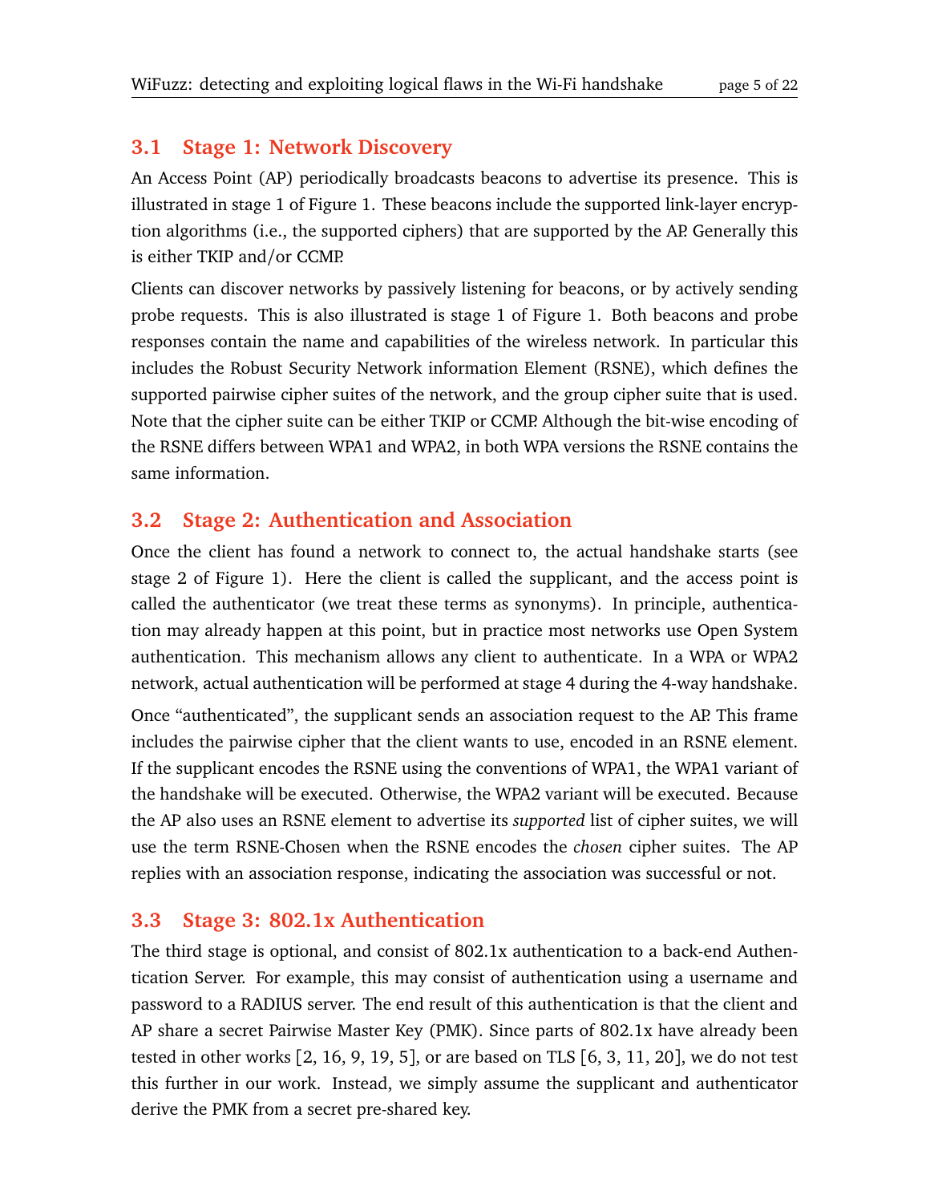### 3.1 Stage 1: Network Discovery

An Access Point (AP) periodically broadcasts beacons to advertise its presence. This is illustrated in stage 1 of Figure 1. These beacons include the supported link-layer encryption algorithms (i.e., the supported ciphers) that are supported by the AP. Generally this is either TKIP and/or CCMP.

Clients can discover networks by passively listening for beacons, or by actively sending probe requests. This is also illustrated is stage 1 of Figure 1. Both beacons and probe responses contain the name and capabilities of the wireless network. In particular this includes the Robust Security Network information Element (RSNE), which defines the supported pairwise cipher suites of the network, and the group cipher suite that is used. Note that the cipher suite can be either TKIP or CCMP. Although the bit-wise encoding of the RSNE differs between WPA1 and WPA2, in both WPA versions the RSNE contains the same information.

### 3.2 Stage 2: Authentication and Association

Once the client has found a network to connect to, the actual handshake starts (see stage 2 of Figure 1). Here the client is called the supplicant, and the access point is called the authenticator (we treat these terms as synonyms). In principle, authentication may already happen at this point, but in practice most networks use Open System authentication. This mechanism allows any client to authenticate. In a WPA or WPA2 network, actual authentication will be performed at stage 4 during the 4-way handshake.

Once "authenticated", the supplicant sends an association request to the AP. This frame includes the pairwise cipher that the client wants to use, encoded in an RSNE element. If the supplicant encodes the RSNE using the conventions of WPA1, the WPA1 variant of the handshake will be executed. Otherwise, the WPA2 variant will be executed. Because the AP also uses an RSNE element to advertise its *supported* list of cipher suites, we will use the term RSNE-Chosen when the RSNE encodes the *chosen* cipher suites. The AP replies with an association response, indicating the association was successful or not.

### 3.3 Stage 3: 802.1x Authentication

The third stage is optional, and consist of 802.1x authentication to a back-end Authentication Server. For example, this may consist of authentication using a username and password to a RADIUS server. The end result of this authentication is that the client and AP share a secret Pairwise Master Key (PMK). Since parts of 802.1x have already been tested in other works [2, 16, 9, 19, 5], or are based on TLS [6, 3, 11, 20], we do not test this further in our work. Instead, we simply assume the supplicant and authenticator derive the PMK from a secret pre-shared key.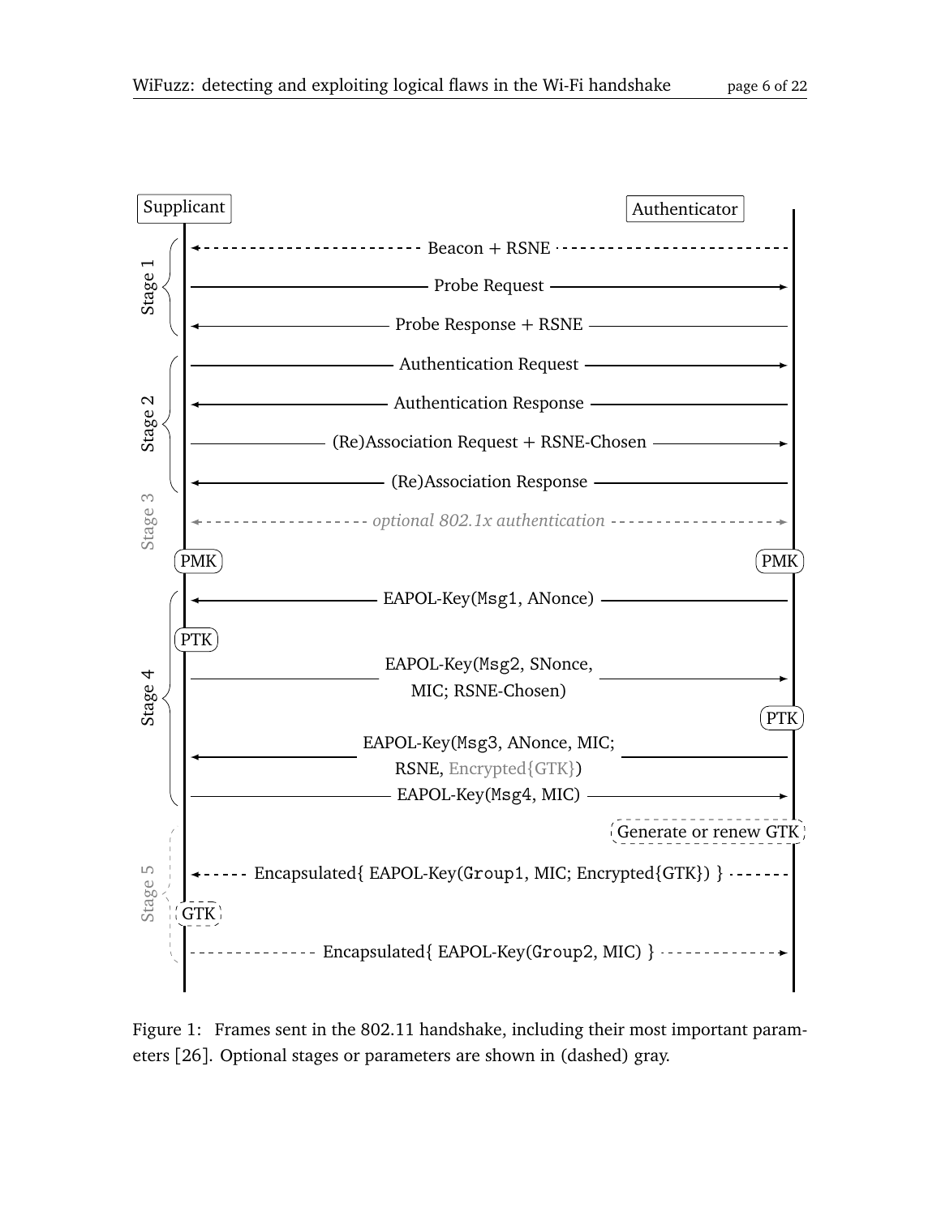Supplicant | Authenticator

**Stage 1**
- Beacon + RSNE (Authenticator → Supplicant)
- Probe Request (Supplicant → Authenticator)
- Probe Response + RSNE (Authenticator → Supplicant)

**Stage 2**
- Authentication Request (Supplicant → Authenticator)
- Authentication Response (Authenticator → Supplicant)
- (Re)Association Request + RSNE-Chosen (Supplicant → Authenticator)
- (Re)Association Response (Authenticator → Supplicant)

**Stage 3**
- *optional 802.1x authentication* (Supplicant ↔ Authenticator)

PMK (Supplicant) | PMK (Authenticator)

**Stage 4**
- EAPOL-Key(Msg1, ANonce) (Authenticator → Supplicant)
- PTK (Supplicant)
- EAPOL-Key(Msg2, SNonce, MIC; RSNE-Chosen) (Supplicant → Authenticator)
- PTK (Authenticator)
- EAPOL-Key(Msg3, ANonce, MIC; RSNE, Encrypted{GTK}) (Authenticator → Supplicant)
- EAPOL-Key(Msg4, MIC) (Supplicant → Authenticator)

**Stage 5**
- Generate or renew GTK (Authenticator)
- Encapsulated{ EAPOL-Key(Group1, MIC; Encrypted{GTK}) } (Authenticator → Supplicant)
- GTK (Supplicant)
- Encapsulated{ EAPOL-Key(Group2, MIC) } (Supplicant → Authenticator)

Figure 1: Frames sent in the 802.11 handshake, including their most important parameters [26]. Optional stages or parameters are shown in (dashed) gray.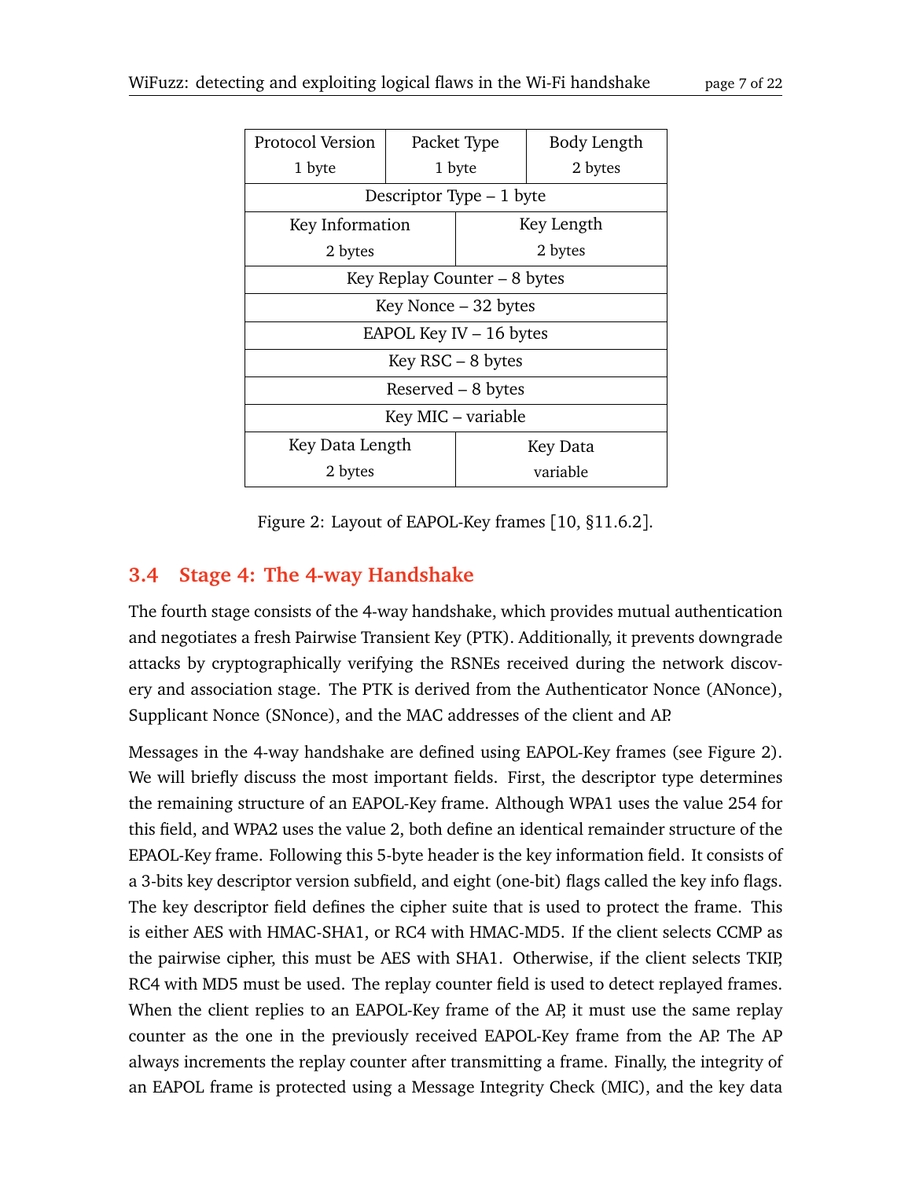| Protocol Version 1 byte | Packet Type 1 byte | Body Length 2 bytes |
|---|---|---|
| Descriptor Type – 1 byte | | |
| Key Information 2 bytes | | Key Length 2 bytes |
| Key Replay Counter – 8 bytes | | |
| Key Nonce – 32 bytes | | |
| EAPOL Key IV – 16 bytes | | |
| Key RSC – 8 bytes | | |
| Reserved – 8 bytes | | |
| Key MIC – variable | | |
| Key Data Length 2 bytes | | Key Data variable |

Figure 2: Layout of EAPOL-Key frames [10, §11.6.2].

## 3.4 Stage 4: The 4-way Handshake

The fourth stage consists of the 4-way handshake, which provides mutual authentication and negotiates a fresh Pairwise Transient Key (PTK). Additionally, it prevents downgrade attacks by cryptographically verifying the RSNEs received during the network discovery and association stage. The PTK is derived from the Authenticator Nonce (ANonce), Supplicant Nonce (SNonce), and the MAC addresses of the client and AP.

Messages in the 4-way handshake are defined using EAPOL-Key frames (see Figure 2). We will briefly discuss the most important fields. First, the descriptor type determines the remaining structure of an EAPOL-Key frame. Although WPA1 uses the value 254 for this field, and WPA2 uses the value 2, both define an identical remainder structure of the EPAOL-Key frame. Following this 5-byte header is the key information field. It consists of a 3-bits key descriptor version subfield, and eight (one-bit) flags called the key info flags. The key descriptor field defines the cipher suite that is used to protect the frame. This is either AES with HMAC-SHA1, or RC4 with HMAC-MD5. If the client selects CCMP as the pairwise cipher, this must be AES with SHA1. Otherwise, if the client selects TKIP, RC4 with MD5 must be used. The replay counter field is used to detect replayed frames. When the client replies to an EAPOL-Key frame of the AP, it must use the same replay counter as the one in the previously received EAPOL-Key frame from the AP. The AP always increments the replay counter after transmitting a frame. Finally, the integrity of an EAPOL frame is protected using a Message Integrity Check (MIC), and the key data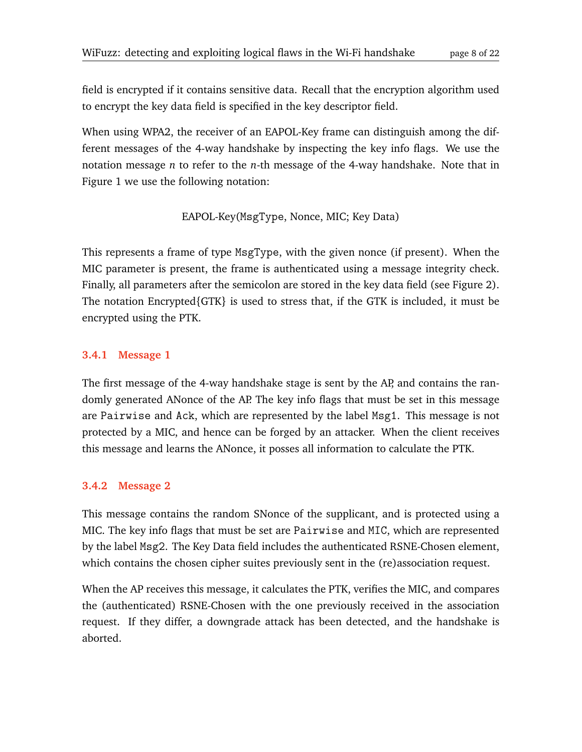field is encrypted if it contains sensitive data. Recall that the encryption algorithm used to encrypt the key data field is specified in the key descriptor field.

When using WPA2, the receiver of an EAPOL-Key frame can distinguish among the different messages of the 4-way handshake by inspecting the key info flags. We use the notation message *n* to refer to the *n*-th message of the 4-way handshake. Note that in Figure 1 we use the following notation:

EAPOL-Key(`MsgType`, Nonce, MIC; Key Data)

This represents a frame of type `MsgType`, with the given nonce (if present). When the MIC parameter is present, the frame is authenticated using a message integrity check. Finally, all parameters after the semicolon are stored in the key data field (see Figure 2). The notation Encrypted{GTK} is used to stress that, if the GTK is included, it must be encrypted using the PTK.

### 3.4.1 Message 1

The first message of the 4-way handshake stage is sent by the AP, and contains the randomly generated ANonce of the AP. The key info flags that must be set in this message are `Pairwise` and `Ack`, which are represented by the label `Msg1`. This message is not protected by a MIC, and hence can be forged by an attacker. When the client receives this message and learns the ANonce, it posses all information to calculate the PTK.

### 3.4.2 Message 2

This message contains the random SNonce of the supplicant, and is protected using a MIC. The key info flags that must be set are `Pairwise` and `MIC`, which are represented by the label `Msg2`. The Key Data field includes the authenticated RSNE-Chosen element, which contains the chosen cipher suites previously sent in the (re)association request.

When the AP receives this message, it calculates the PTK, verifies the MIC, and compares the (authenticated) RSNE-Chosen with the one previously received in the association request. If they differ, a downgrade attack has been detected, and the handshake is aborted.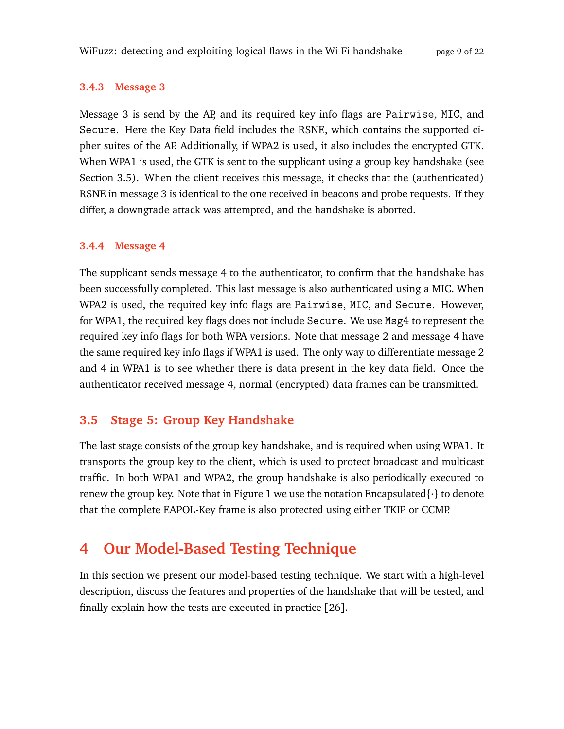#### 3.4.3 Message 3

Message 3 is send by the AP, and its required key info flags are `Pairwise`, `MIC`, and `Secure`. Here the Key Data field includes the RSNE, which contains the supported cipher suites of the AP. Additionally, if WPA2 is used, it also includes the encrypted GTK. When WPA1 is used, the GTK is sent to the supplicant using a group key handshake (see Section 3.5). When the client receives this message, it checks that the (authenticated) RSNE in message 3 is identical to the one received in beacons and probe requests. If they differ, a downgrade attack was attempted, and the handshake is aborted.

#### 3.4.4 Message 4

The supplicant sends message 4 to the authenticator, to confirm that the handshake has been successfully completed. This last message is also authenticated using a MIC. When WPA2 is used, the required key info flags are `Pairwise`, `MIC`, and `Secure`. However, for WPA1, the required key flags does not include `Secure`. We use `Msg4` to represent the required key info flags for both WPA versions. Note that message 2 and message 4 have the same required key info flags if WPA1 is used. The only way to differentiate message 2 and 4 in WPA1 is to see whether there is data present in the key data field. Once the authenticator received message 4, normal (encrypted) data frames can be transmitted.

### 3.5 Stage 5: Group Key Handshake

The last stage consists of the group key handshake, and is required when using WPA1. It transports the group key to the client, which is used to protect broadcast and multicast traffic. In both WPA1 and WPA2, the group handshake is also periodically executed to renew the group key. Note that in Figure 1 we use the notation Encapsulated$\{\cdot\}$ to denote that the complete EAPOL-Key frame is also protected using either TKIP or CCMP.

## 4 Our Model-Based Testing Technique

In this section we present our model-based testing technique. We start with a high-level description, discuss the features and properties of the handshake that will be tested, and finally explain how the tests are executed in practice [26].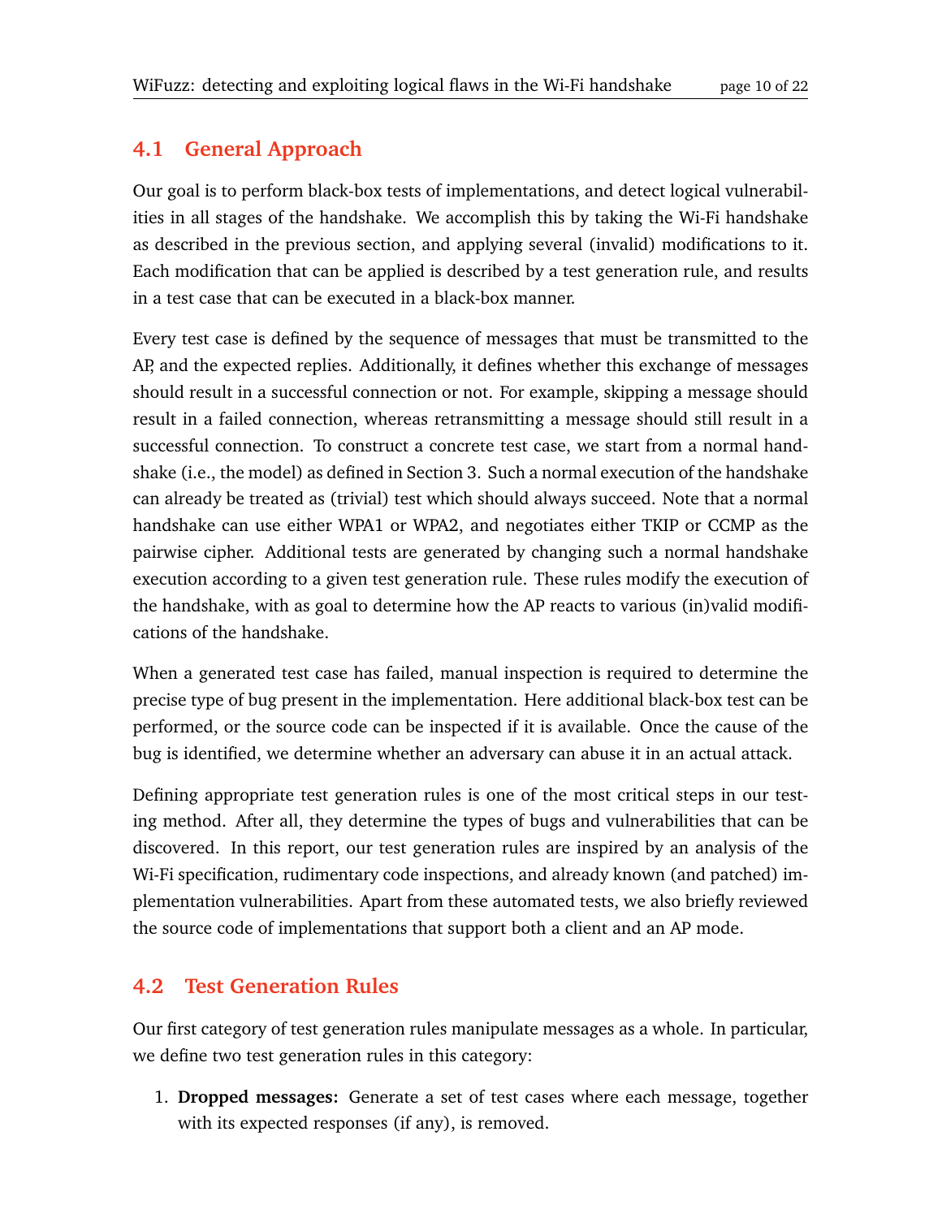## 4.1 General Approach

Our goal is to perform black-box tests of implementations, and detect logical vulnerabilities in all stages of the handshake. We accomplish this by taking the Wi-Fi handshake as described in the previous section, and applying several (invalid) modifications to it. Each modification that can be applied is described by a test generation rule, and results in a test case that can be executed in a black-box manner.

Every test case is defined by the sequence of messages that must be transmitted to the AP, and the expected replies. Additionally, it defines whether this exchange of messages should result in a successful connection or not. For example, skipping a message should result in a failed connection, whereas retransmitting a message should still result in a successful connection. To construct a concrete test case, we start from a normal handshake (i.e., the model) as defined in Section 3. Such a normal execution of the handshake can already be treated as (trivial) test which should always succeed. Note that a normal handshake can use either WPA1 or WPA2, and negotiates either TKIP or CCMP as the pairwise cipher. Additional tests are generated by changing such a normal handshake execution according to a given test generation rule. These rules modify the execution of the handshake, with as goal to determine how the AP reacts to various (in)valid modifications of the handshake.

When a generated test case has failed, manual inspection is required to determine the precise type of bug present in the implementation. Here additional black-box test can be performed, or the source code can be inspected if it is available. Once the cause of the bug is identified, we determine whether an adversary can abuse it in an actual attack.

Defining appropriate test generation rules is one of the most critical steps in our testing method. After all, they determine the types of bugs and vulnerabilities that can be discovered. In this report, our test generation rules are inspired by an analysis of the Wi-Fi specification, rudimentary code inspections, and already known (and patched) implementation vulnerabilities. Apart from these automated tests, we also briefly reviewed the source code of implementations that support both a client and an AP mode.

## 4.2 Test Generation Rules

Our first category of test generation rules manipulate messages as a whole. In particular, we define two test generation rules in this category:

1. **Dropped messages:** Generate a set of test cases where each message, together with its expected responses (if any), is removed.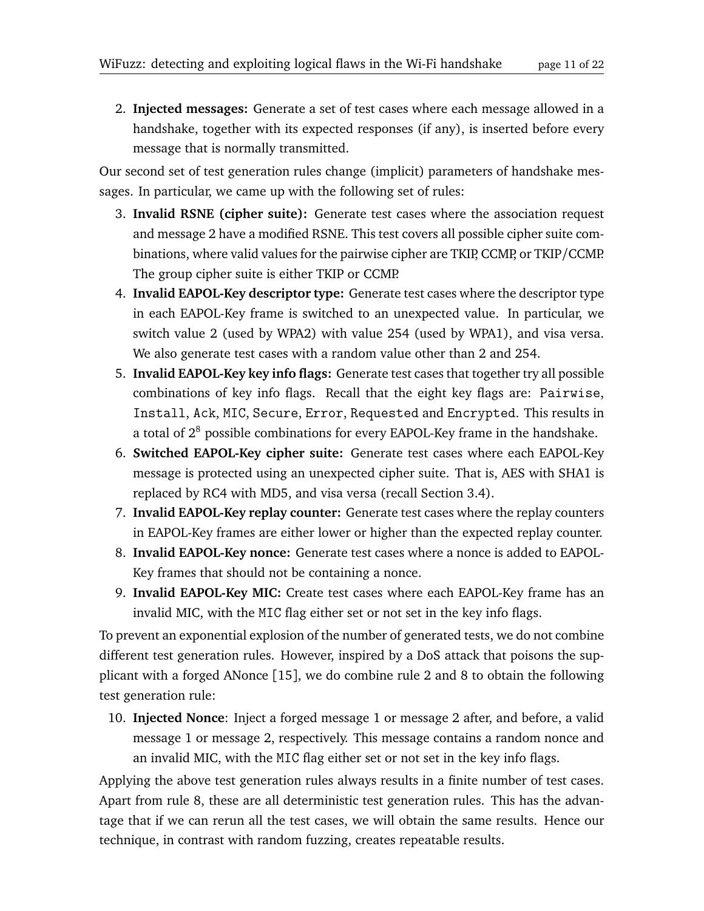2. **Injected messages:** Generate a set of test cases where each message allowed in a handshake, together with its expected responses (if any), is inserted before every message that is normally transmitted.

Our second set of test generation rules change (implicit) parameters of handshake messages. In particular, we came up with the following set of rules:

3. **Invalid RSNE (cipher suite):** Generate test cases where the association request and message 2 have a modified RSNE. This test covers all possible cipher suite combinations, where valid values for the pairwise cipher are TKIP, CCMP, or TKIP/CCMP. The group cipher suite is either TKIP or CCMP.
4. **Invalid EAPOL-Key descriptor type:** Generate test cases where the descriptor type in each EAPOL-Key frame is switched to an unexpected value. In particular, we switch value 2 (used by WPA2) with value 254 (used by WPA1), and visa versa. We also generate test cases with a random value other than 2 and 254.
5. **Invalid EAPOL-Key key info flags:** Generate test cases that together try all possible combinations of key info flags. Recall that the eight key flags are: `Pairwise`, `Install`, `Ack`, `MIC`, `Secure`, `Error`, `Requested` and `Encrypted`. This results in a total of $2^8$ possible combinations for every EAPOL-Key frame in the handshake.
6. **Switched EAPOL-Key cipher suite:** Generate test cases where each EAPOL-Key message is protected using an unexpected cipher suite. That is, AES with SHA1 is replaced by RC4 with MD5, and visa versa (recall Section 3.4).
7. **Invalid EAPOL-Key replay counter:** Generate test cases where the replay counters in EAPOL-Key frames are either lower or higher than the expected replay counter.
8. **Invalid EAPOL-Key nonce:** Generate test cases where a nonce is added to EAPOL-Key frames that should not be containing a nonce.
9. **Invalid EAPOL-Key MIC:** Create test cases where each EAPOL-Key frame has an invalid MIC, with the `MIC` flag either set or not set in the key info flags.

To prevent an exponential explosion of the number of generated tests, we do not combine different test generation rules. However, inspired by a DoS attack that poisons the supplicant with a forged ANonce [15], we do combine rule 2 and 8 to obtain the following test generation rule:

10. **Injected Nonce**: Inject a forged message 1 or message 2 after, and before, a valid message 1 or message 2, respectively. This message contains a random nonce and an invalid MIC, with the `MIC` flag either set or not set in the key info flags.

Applying the above test generation rules always results in a finite number of test cases. Apart from rule 8, these are all deterministic test generation rules. This has the advantage that if we can rerun all the test cases, we will obtain the same results. Hence our technique, in contrast with random fuzzing, creates repeatable results.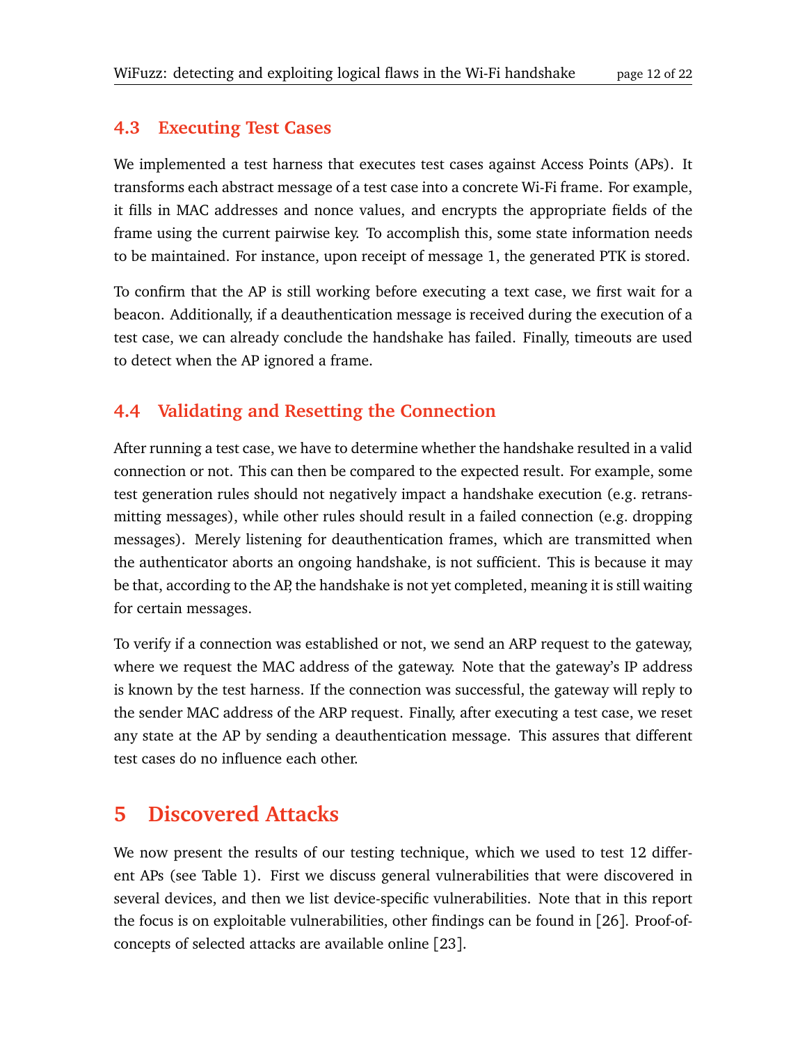### 4.3 Executing Test Cases

We implemented a test harness that executes test cases against Access Points (APs). It transforms each abstract message of a test case into a concrete Wi-Fi frame. For example, it fills in MAC addresses and nonce values, and encrypts the appropriate fields of the frame using the current pairwise key. To accomplish this, some state information needs to be maintained. For instance, upon receipt of message 1, the generated PTK is stored.

To confirm that the AP is still working before executing a text case, we first wait for a beacon. Additionally, if a deauthentication message is received during the execution of a test case, we can already conclude the handshake has failed. Finally, timeouts are used to detect when the AP ignored a frame.

### 4.4 Validating and Resetting the Connection

After running a test case, we have to determine whether the handshake resulted in a valid connection or not. This can then be compared to the expected result. For example, some test generation rules should not negatively impact a handshake execution (e.g. retransmitting messages), while other rules should result in a failed connection (e.g. dropping messages). Merely listening for deauthentication frames, which are transmitted when the authenticator aborts an ongoing handshake, is not sufficient. This is because it may be that, according to the AP, the handshake is not yet completed, meaning it is still waiting for certain messages.

To verify if a connection was established or not, we send an ARP request to the gateway, where we request the MAC address of the gateway. Note that the gateway's IP address is known by the test harness. If the connection was successful, the gateway will reply to the sender MAC address of the ARP request. Finally, after executing a test case, we reset any state at the AP by sending a deauthentication message. This assures that different test cases do no influence each other.

## 5 Discovered Attacks

We now present the results of our testing technique, which we used to test 12 different APs (see Table 1). First we discuss general vulnerabilities that were discovered in several devices, and then we list device-specific vulnerabilities. Note that in this report the focus is on exploitable vulnerabilities, other findings can be found in [26]. Proof-of-concepts of selected attacks are available online [23].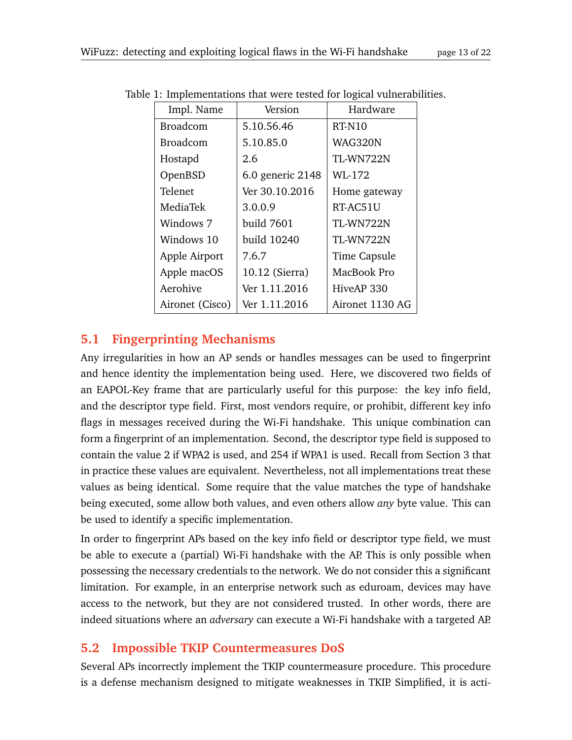Table 1: Implementations that were tested for logical vulnerabilities.

| Impl. Name | Version | Hardware |
|---|---|---|
| Broadcom | 5.10.56.46 | RT-N10 |
| Broadcom | 5.10.85.0 | WAG320N |
| Hostapd | 2.6 | TL-WN722N |
| OpenBSD | 6.0 generic 2148 | WL-172 |
| Telenet | Ver 30.10.2016 | Home gateway |
| MediaTek | 3.0.0.9 | RT-AC51U |
| Windows 7 | build 7601 | TL-WN722N |
| Windows 10 | build 10240 | TL-WN722N |
| Apple Airport | 7.6.7 | Time Capsule |
| Apple macOS | 10.12 (Sierra) | MacBook Pro |
| Aerohive | Ver 1.11.2016 | HiveAP 330 |
| Aironet (Cisco) | Ver 1.11.2016 | Aironet 1130 AG |

## 5.1 Fingerprinting Mechanisms

Any irregularities in how an AP sends or handles messages can be used to fingerprint and hence identity the implementation being used. Here, we discovered two fields of an EAPOL-Key frame that are particularly useful for this purpose: the key info field, and the descriptor type field. First, most vendors require, or prohibit, different key info flags in messages received during the Wi-Fi handshake. This unique combination can form a fingerprint of an implementation. Second, the descriptor type field is supposed to contain the value 2 if WPA2 is used, and 254 if WPA1 is used. Recall from Section 3 that in practice these values are equivalent. Nevertheless, not all implementations treat these values as being identical. Some require that the value matches the type of handshake being executed, some allow both values, and even others allow *any* byte value. This can be used to identify a specific implementation.

In order to fingerprint APs based on the key info field or descriptor type field, we must be able to execute a (partial) Wi-Fi handshake with the AP. This is only possible when possessing the necessary credentials to the network. We do not consider this a significant limitation. For example, in an enterprise network such as eduroam, devices may have access to the network, but they are not considered trusted. In other words, there are indeed situations where an *adversary* can execute a Wi-Fi handshake with a targeted AP.

## 5.2 Impossible TKIP Countermeasures DoS

Several APs incorrectly implement the TKIP countermeasure procedure. This procedure is a defense mechanism designed to mitigate weaknesses in TKIP. Simplified, it is acti-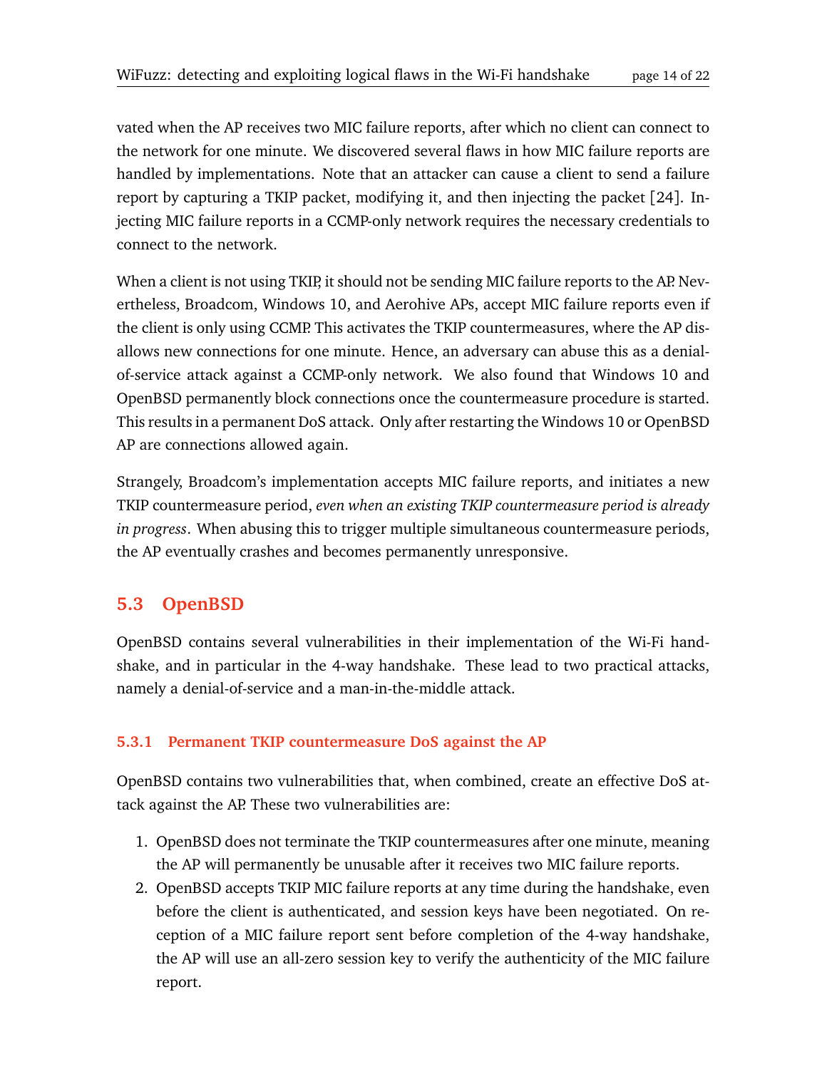vated when the AP receives two MIC failure reports, after which no client can connect to the network for one minute. We discovered several flaws in how MIC failure reports are handled by implementations. Note that an attacker can cause a client to send a failure report by capturing a TKIP packet, modifying it, and then injecting the packet [24]. Injecting MIC failure reports in a CCMP-only network requires the necessary credentials to connect to the network.

When a client is not using TKIP, it should not be sending MIC failure reports to the AP. Nevertheless, Broadcom, Windows 10, and Aerohive APs, accept MIC failure reports even if the client is only using CCMP. This activates the TKIP countermeasures, where the AP disallows new connections for one minute. Hence, an adversary can abuse this as a denial-of-service attack against a CCMP-only network. We also found that Windows 10 and OpenBSD permanently block connections once the countermeasure procedure is started. This results in a permanent DoS attack. Only after restarting the Windows 10 or OpenBSD AP are connections allowed again.

Strangely, Broadcom's implementation accepts MIC failure reports, and initiates a new TKIP countermeasure period, *even when an existing TKIP countermeasure period is already in progress*. When abusing this to trigger multiple simultaneous countermeasure periods, the AP eventually crashes and becomes permanently unresponsive.

## 5.3 OpenBSD

OpenBSD contains several vulnerabilities in their implementation of the Wi-Fi handshake, and in particular in the 4-way handshake. These lead to two practical attacks, namely a denial-of-service and a man-in-the-middle attack.

### 5.3.1 Permanent TKIP countermeasure DoS against the AP

OpenBSD contains two vulnerabilities that, when combined, create an effective DoS attack against the AP. These two vulnerabilities are:

1. OpenBSD does not terminate the TKIP countermeasures after one minute, meaning the AP will permanently be unusable after it receives two MIC failure reports.
2. OpenBSD accepts TKIP MIC failure reports at any time during the handshake, even before the client is authenticated, and session keys have been negotiated. On reception of a MIC failure report sent before completion of the 4-way handshake, the AP will use an all-zero session key to verify the authenticity of the MIC failure report.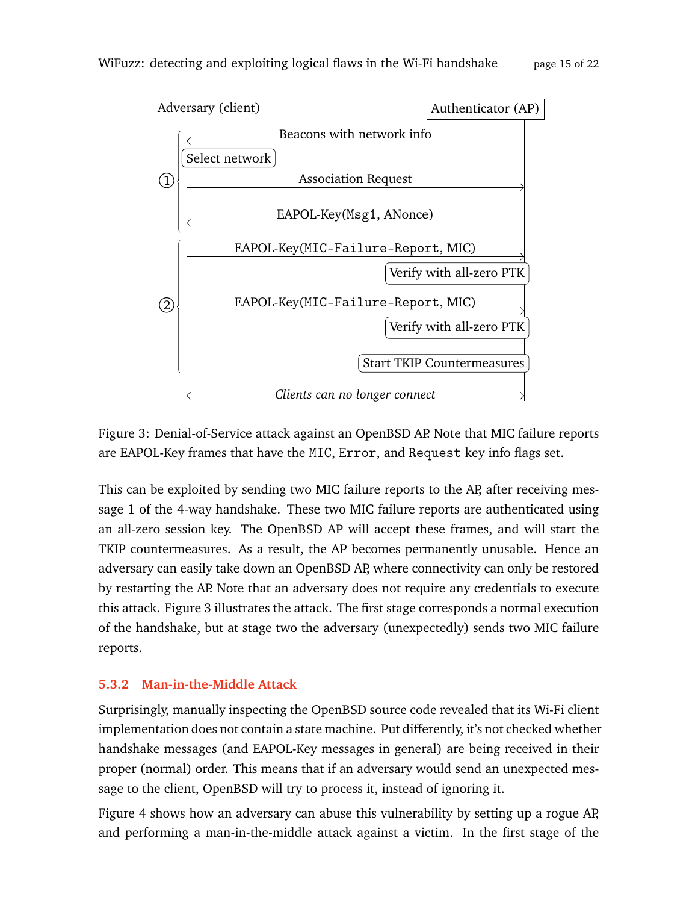Figure 3: Denial-of-Service attack against an OpenBSD AP. Note that MIC failure reports are EAPOL-Key frames that have the `MIC`, `Error`, and `Request` key info flags set.

This can be exploited by sending two MIC failure reports to the AP, after receiving message 1 of the 4-way handshake. These two MIC failure reports are authenticated using an all-zero session key. The OpenBSD AP will accept these frames, and will start the TKIP countermeasures. As a result, the AP becomes permanently unusable. Hence an adversary can easily take down an OpenBSD AP, where connectivity can only be restored by restarting the AP. Note that an adversary does not require any credentials to execute this attack. Figure 3 illustrates the attack. The first stage corresponds a normal execution of the handshake, but at stage two the adversary (unexpectedly) sends two MIC failure reports.

### 5.3.2 Man-in-the-Middle Attack

Surprisingly, manually inspecting the OpenBSD source code revealed that its Wi-Fi client implementation does not contain a state machine. Put differently, it's not checked whether handshake messages (and EAPOL-Key messages in general) are being received in their proper (normal) order. This means that if an adversary would send an unexpected message to the client, OpenBSD will try to process it, instead of ignoring it.

Figure 4 shows how an adversary can abuse this vulnerability by setting up a rogue AP, and performing a man-in-the-middle attack against a victim. In the first stage of the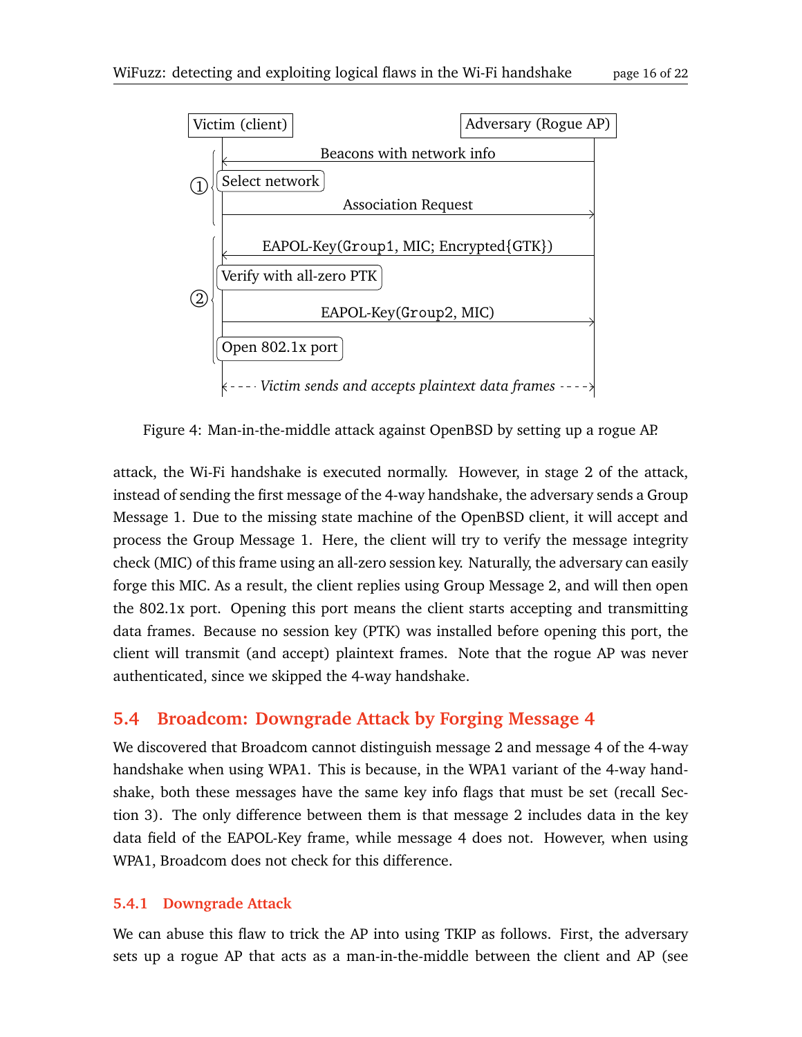Figure 4: Man-in-the-middle attack against OpenBSD by setting up a rogue AP.

attack, the Wi-Fi handshake is executed normally. However, in stage 2 of the attack, instead of sending the first message of the 4-way handshake, the adversary sends a Group Message 1. Due to the missing state machine of the OpenBSD client, it will accept and process the Group Message 1. Here, the client will try to verify the message integrity check (MIC) of this frame using an all-zero session key. Naturally, the adversary can easily forge this MIC. As a result, the client replies using Group Message 2, and will then open the 802.1x port. Opening this port means the client starts accepting and transmitting data frames. Because no session key (PTK) was installed before opening this port, the client will transmit (and accept) plaintext frames. Note that the rogue AP was never authenticated, since we skipped the 4-way handshake.

## 5.4 Broadcom: Downgrade Attack by Forging Message 4

We discovered that Broadcom cannot distinguish message 2 and message 4 of the 4-way handshake when using WPA1. This is because, in the WPA1 variant of the 4-way handshake, both these messages have the same key info flags that must be set (recall Section 3). The only difference between them is that message 2 includes data in the key data field of the EAPOL-Key frame, while message 4 does not. However, when using WPA1, Broadcom does not check for this difference.

### 5.4.1 Downgrade Attack

We can abuse this flaw to trick the AP into using TKIP as follows. First, the adversary sets up a rogue AP that acts as a man-in-the-middle between the client and AP (see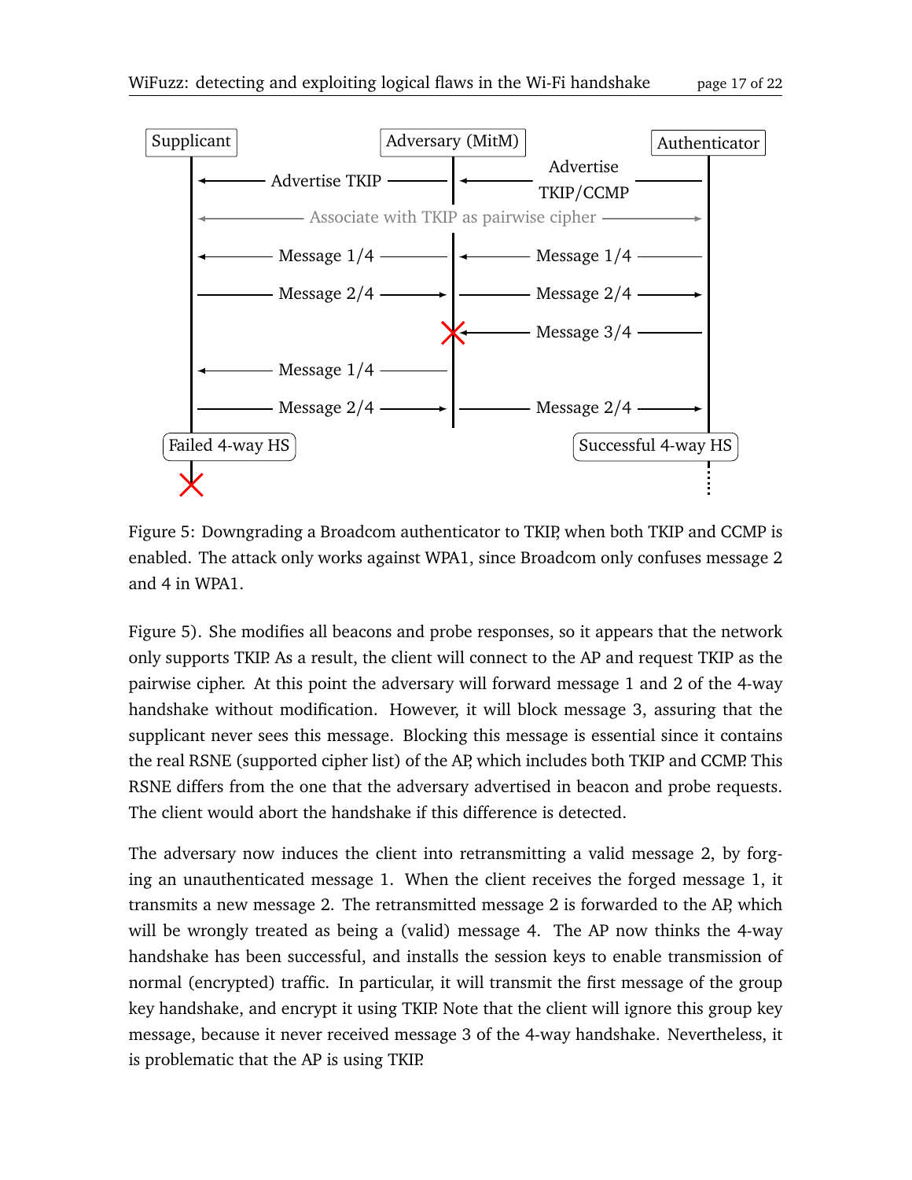Figure 5: Downgrading a Broadcom authenticator to TKIP, when both TKIP and CCMP is enabled. The attack only works against WPA1, since Broadcom only confuses message 2 and 4 in WPA1.

Figure 5). She modifies all beacons and probe responses, so it appears that the network only supports TKIP. As a result, the client will connect to the AP and request TKIP as the pairwise cipher. At this point the adversary will forward message 1 and 2 of the 4-way handshake without modification. However, it will block message 3, assuring that the supplicant never sees this message. Blocking this message is essential since it contains the real RSNE (supported cipher list) of the AP, which includes both TKIP and CCMP. This RSNE differs from the one that the adversary advertised in beacon and probe requests. The client would abort the handshake if this difference is detected.

The adversary now induces the client into retransmitting a valid message 2, by forging an unauthenticated message 1. When the client receives the forged message 1, it transmits a new message 2. The retransmitted message 2 is forwarded to the AP, which will be wrongly treated as being a (valid) message 4. The AP now thinks the 4-way handshake has been successful, and installs the session keys to enable transmission of normal (encrypted) traffic. In particular, it will transmit the first message of the group key handshake, and encrypt it using TKIP. Note that the client will ignore this group key message, because it never received message 3 of the 4-way handshake. Nevertheless, it is problematic that the AP is using TKIP.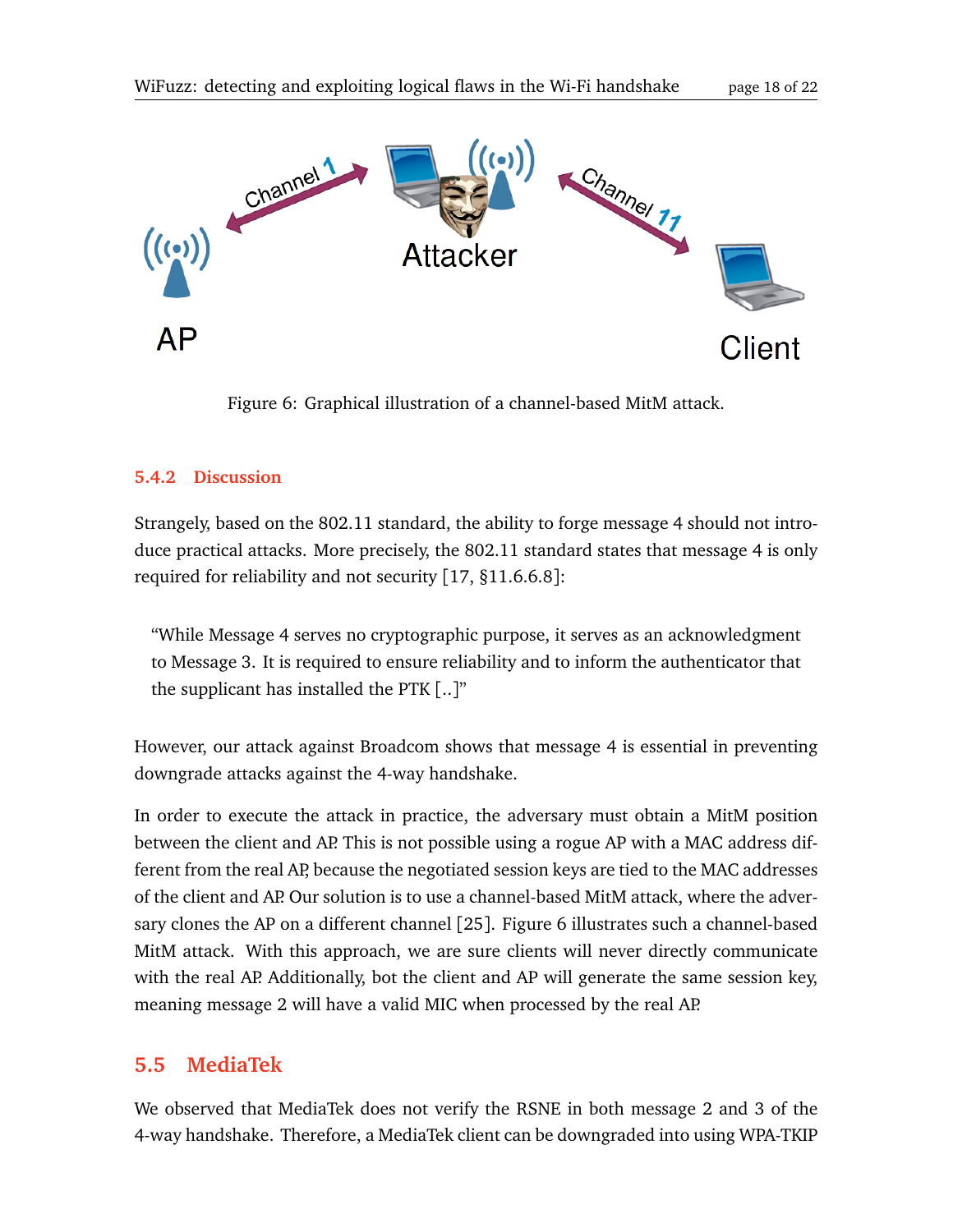Figure 6: Graphical illustration of a channel-based MitM attack.

### 5.4.2 Discussion

Strangely, based on the 802.11 standard, the ability to forge message 4 should not introduce practical attacks. More precisely, the 802.11 standard states that message 4 is only required for reliability and not security [17, §11.6.6.8]:

> "While Message 4 serves no cryptographic purpose, it serves as an acknowledgment to Message 3. It is required to ensure reliability and to inform the authenticator that the supplicant has installed the PTK [..]"

However, our attack against Broadcom shows that message 4 is essential in preventing downgrade attacks against the 4-way handshake.

In order to execute the attack in practice, the adversary must obtain a MitM position between the client and AP. This is not possible using a rogue AP with a MAC address different from the real AP, because the negotiated session keys are tied to the MAC addresses of the client and AP. Our solution is to use a channel-based MitM attack, where the adversary clones the AP on a different channel [25]. Figure 6 illustrates such a channel-based MitM attack. With this approach, we are sure clients will never directly communicate with the real AP. Additionally, bot the client and AP will generate the same session key, meaning message 2 will have a valid MIC when processed by the real AP.

## 5.5 MediaTek

We observed that MediaTek does not verify the RSNE in both message 2 and 3 of the 4-way handshake. Therefore, a MediaTek client can be downgraded into using WPA-TKIP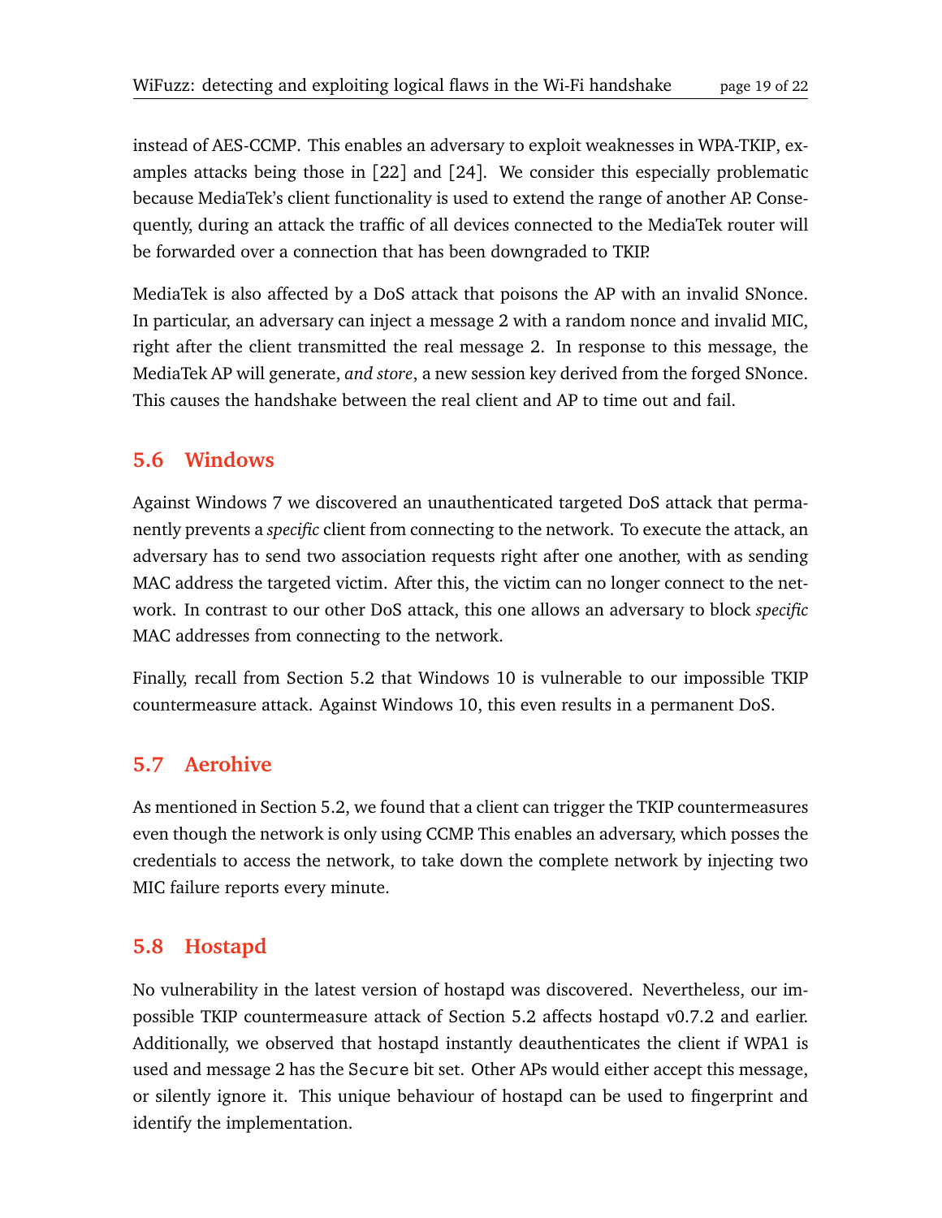instead of AES-CCMP. This enables an adversary to exploit weaknesses in WPA-TKIP, examples attacks being those in [22] and [24]. We consider this especially problematic because MediaTek's client functionality is used to extend the range of another AP. Consequently, during an attack the traffic of all devices connected to the MediaTek router will be forwarded over a connection that has been downgraded to TKIP.

MediaTek is also affected by a DoS attack that poisons the AP with an invalid SNonce. In particular, an adversary can inject a message 2 with a random nonce and invalid MIC, right after the client transmitted the real message 2. In response to this message, the MediaTek AP will generate, *and store*, a new session key derived from the forged SNonce. This causes the handshake between the real client and AP to time out and fail.

## 5.6 Windows

Against Windows 7 we discovered an unauthenticated targeted DoS attack that permanently prevents a *specific* client from connecting to the network. To execute the attack, an adversary has to send two association requests right after one another, with as sending MAC address the targeted victim. After this, the victim can no longer connect to the network. In contrast to our other DoS attack, this one allows an adversary to block *specific* MAC addresses from connecting to the network.

Finally, recall from Section 5.2 that Windows 10 is vulnerable to our impossible TKIP countermeasure attack. Against Windows 10, this even results in a permanent DoS.

## 5.7 Aerohive

As mentioned in Section 5.2, we found that a client can trigger the TKIP countermeasures even though the network is only using CCMP. This enables an adversary, which posses the credentials to access the network, to take down the complete network by injecting two MIC failure reports every minute.

## 5.8 Hostapd

No vulnerability in the latest version of hostapd was discovered. Nevertheless, our impossible TKIP countermeasure attack of Section 5.2 affects hostapd v0.7.2 and earlier. Additionally, we observed that hostapd instantly deauthenticates the client if WPA1 is used and message 2 has the `Secure` bit set. Other APs would either accept this message, or silently ignore it. This unique behaviour of hostapd can be used to fingerprint and identify the implementation.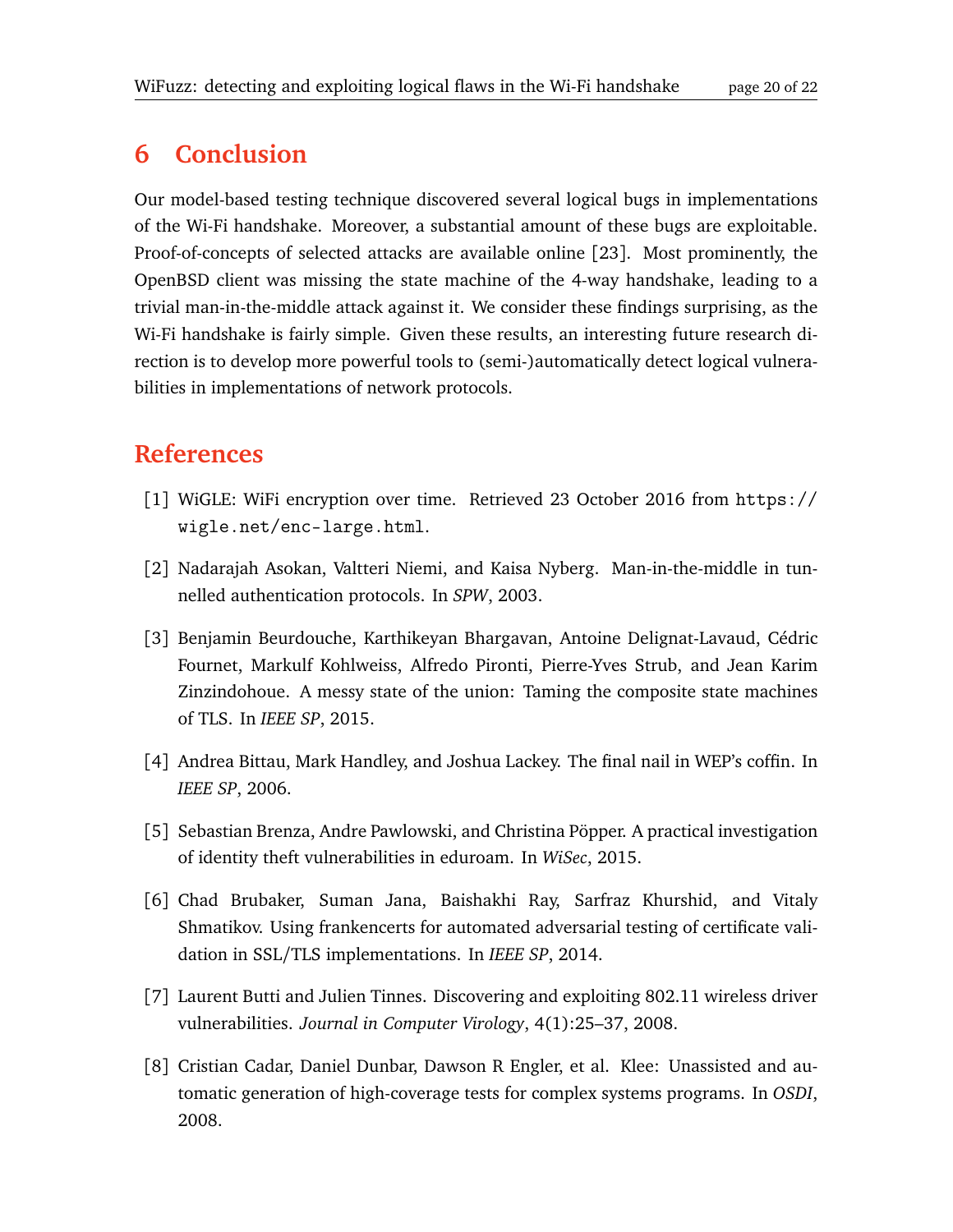## 6 Conclusion

Our model-based testing technique discovered several logical bugs in implementations of the Wi-Fi handshake. Moreover, a substantial amount of these bugs are exploitable. Proof-of-concepts of selected attacks are available online [23]. Most prominently, the OpenBSD client was missing the state machine of the 4-way handshake, leading to a trivial man-in-the-middle attack against it. We consider these findings surprising, as the Wi-Fi handshake is fairly simple. Given these results, an interesting future research direction is to develop more powerful tools to (semi-)automatically detect logical vulnerabilities in implementations of network protocols.

## References

[1] WiGLE: WiFi encryption over time. Retrieved 23 October 2016 from `https://wigle.net/enc-large.html`.

[2] Nadarajah Asokan, Valtteri Niemi, and Kaisa Nyberg. Man-in-the-middle in tunnelled authentication protocols. In *SPW*, 2003.

[3] Benjamin Beurdouche, Karthikeyan Bhargavan, Antoine Delignat-Lavaud, Cédric Fournet, Markulf Kohlweiss, Alfredo Pironti, Pierre-Yves Strub, and Jean Karim Zinzindohoue. A messy state of the union: Taming the composite state machines of TLS. In *IEEE SP*, 2015.

[4] Andrea Bittau, Mark Handley, and Joshua Lackey. The final nail in WEP's coffin. In *IEEE SP*, 2006.

[5] Sebastian Brenza, Andre Pawlowski, and Christina Pöpper. A practical investigation of identity theft vulnerabilities in eduroam. In *WiSec*, 2015.

[6] Chad Brubaker, Suman Jana, Baishakhi Ray, Sarfraz Khurshid, and Vitaly Shmatikov. Using frankencerts for automated adversarial testing of certificate validation in SSL/TLS implementations. In *IEEE SP*, 2014.

[7] Laurent Butti and Julien Tinnes. Discovering and exploiting 802.11 wireless driver vulnerabilities. *Journal in Computer Virology*, 4(1):25–37, 2008.

[8] Cristian Cadar, Daniel Dunbar, Dawson R Engler, et al. Klee: Unassisted and automatic generation of high-coverage tests for complex systems programs. In *OSDI*, 2008.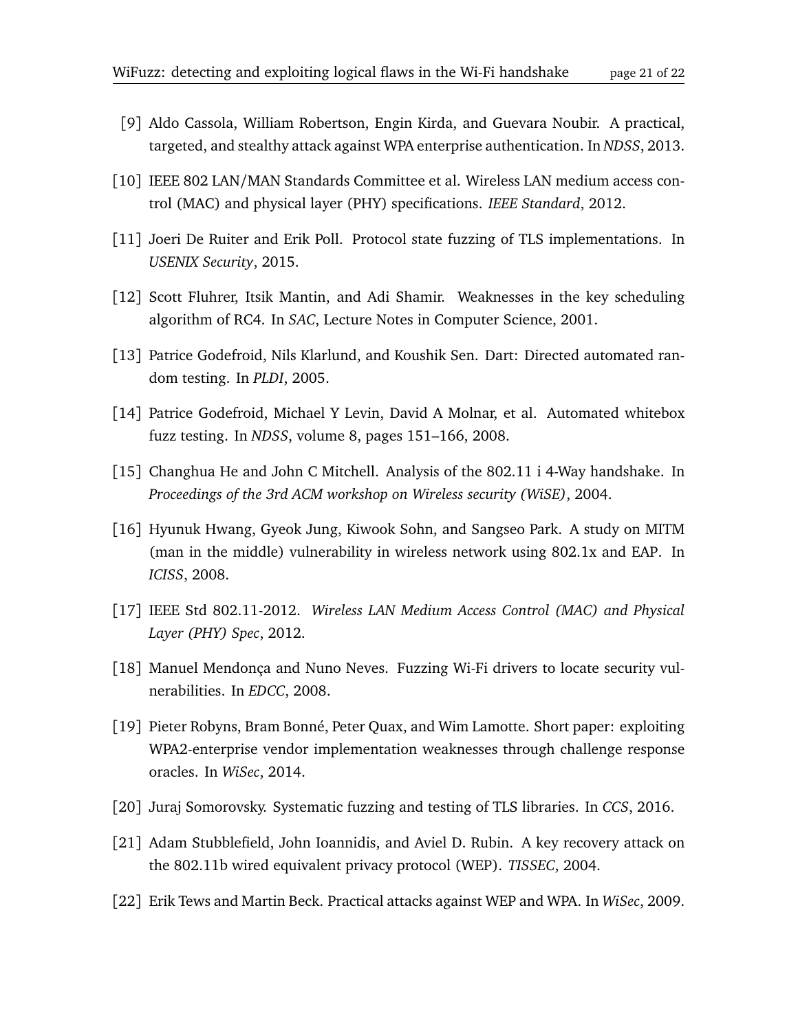[9] Aldo Cassola, William Robertson, Engin Kirda, and Guevara Noubir. A practical, targeted, and stealthy attack against WPA enterprise authentication. In *NDSS*, 2013.

[10] IEEE 802 LAN/MAN Standards Committee et al. Wireless LAN medium access control (MAC) and physical layer (PHY) specifications. *IEEE Standard*, 2012.

[11] Joeri De Ruiter and Erik Poll. Protocol state fuzzing of TLS implementations. In *USENIX Security*, 2015.

[12] Scott Fluhrer, Itsik Mantin, and Adi Shamir. Weaknesses in the key scheduling algorithm of RC4. In *SAC*, Lecture Notes in Computer Science, 2001.

[13] Patrice Godefroid, Nils Klarlund, and Koushik Sen. Dart: Directed automated random testing. In *PLDI*, 2005.

[14] Patrice Godefroid, Michael Y Levin, David A Molnar, et al. Automated whitebox fuzz testing. In *NDSS*, volume 8, pages 151–166, 2008.

[15] Changhua He and John C Mitchell. Analysis of the 802.11 i 4-Way handshake. In *Proceedings of the 3rd ACM workshop on Wireless security (WiSE)*, 2004.

[16] Hyunuk Hwang, Gyeok Jung, Kiwook Sohn, and Sangseo Park. A study on MITM (man in the middle) vulnerability in wireless network using 802.1x and EAP. In *ICISS*, 2008.

[17] IEEE Std 802.11-2012. *Wireless LAN Medium Access Control (MAC) and Physical Layer (PHY) Spec*, 2012.

[18] Manuel Mendonça and Nuno Neves. Fuzzing Wi-Fi drivers to locate security vulnerabilities. In *EDCC*, 2008.

[19] Pieter Robyns, Bram Bonné, Peter Quax, and Wim Lamotte. Short paper: exploiting WPA2-enterprise vendor implementation weaknesses through challenge response oracles. In *WiSec*, 2014.

[20] Juraj Somorovsky. Systematic fuzzing and testing of TLS libraries. In *CCS*, 2016.

[21] Adam Stubblefield, John Ioannidis, and Aviel D. Rubin. A key recovery attack on the 802.11b wired equivalent privacy protocol (WEP). *TISSEC*, 2004.

[22] Erik Tews and Martin Beck. Practical attacks against WEP and WPA. In *WiSec*, 2009.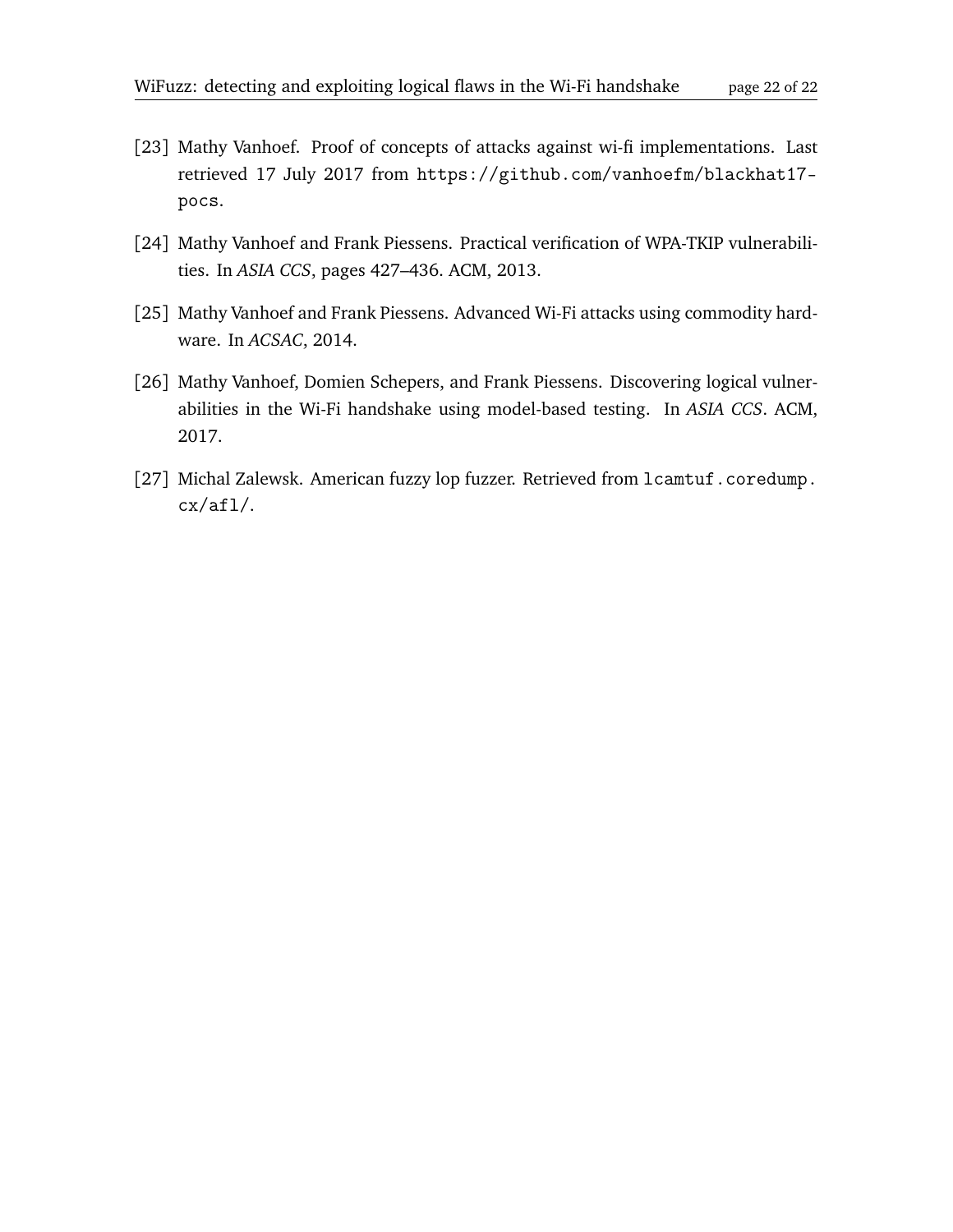[23] Mathy Vanhoef. Proof of concepts of attacks against wi-fi implementations. Last retrieved 17 July 2017 from `https://github.com/vanhoefm/blackhat17-pocs`.

[24] Mathy Vanhoef and Frank Piessens. Practical verification of WPA-TKIP vulnerabilities. In *ASIA CCS*, pages 427–436. ACM, 2013.

[25] Mathy Vanhoef and Frank Piessens. Advanced Wi-Fi attacks using commodity hardware. In *ACSAC*, 2014.

[26] Mathy Vanhoef, Domien Schepers, and Frank Piessens. Discovering logical vulnerabilities in the Wi-Fi handshake using model-based testing. In *ASIA CCS*. ACM, 2017.

[27] Michal Zalewsk. American fuzzy lop fuzzer. Retrieved from `lcamtuf.coredump.cx/afl/`.